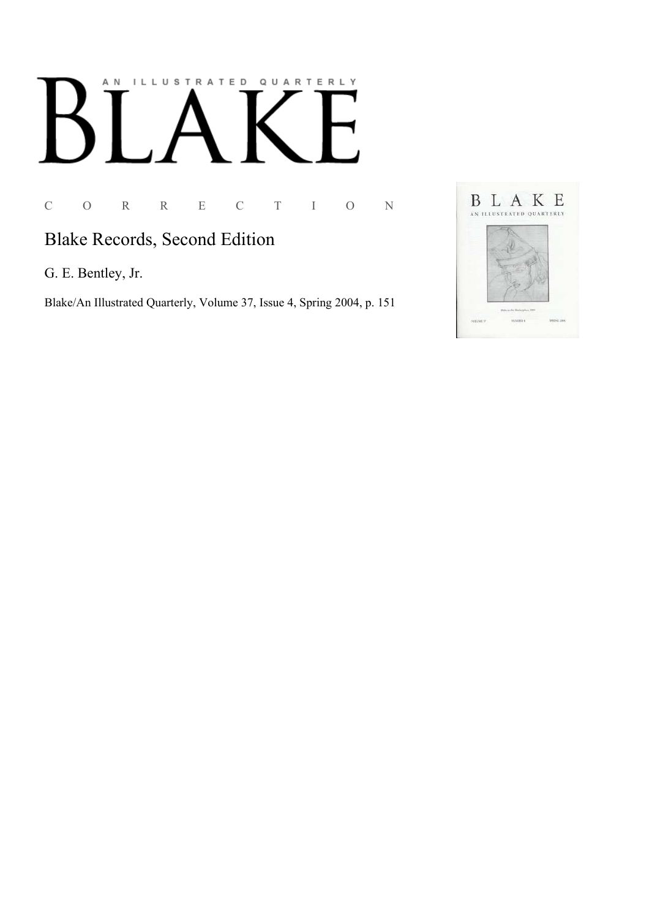# BLAKE

AN ILLUSTRATED QUARTERLY

C O R R E C T I O N

## Blake Records, Second Edition

G. E. Bentley, Jr.

Blake/An Illustrated Quarterly, Volume 37, Issue 4, Spring 2004, p. 151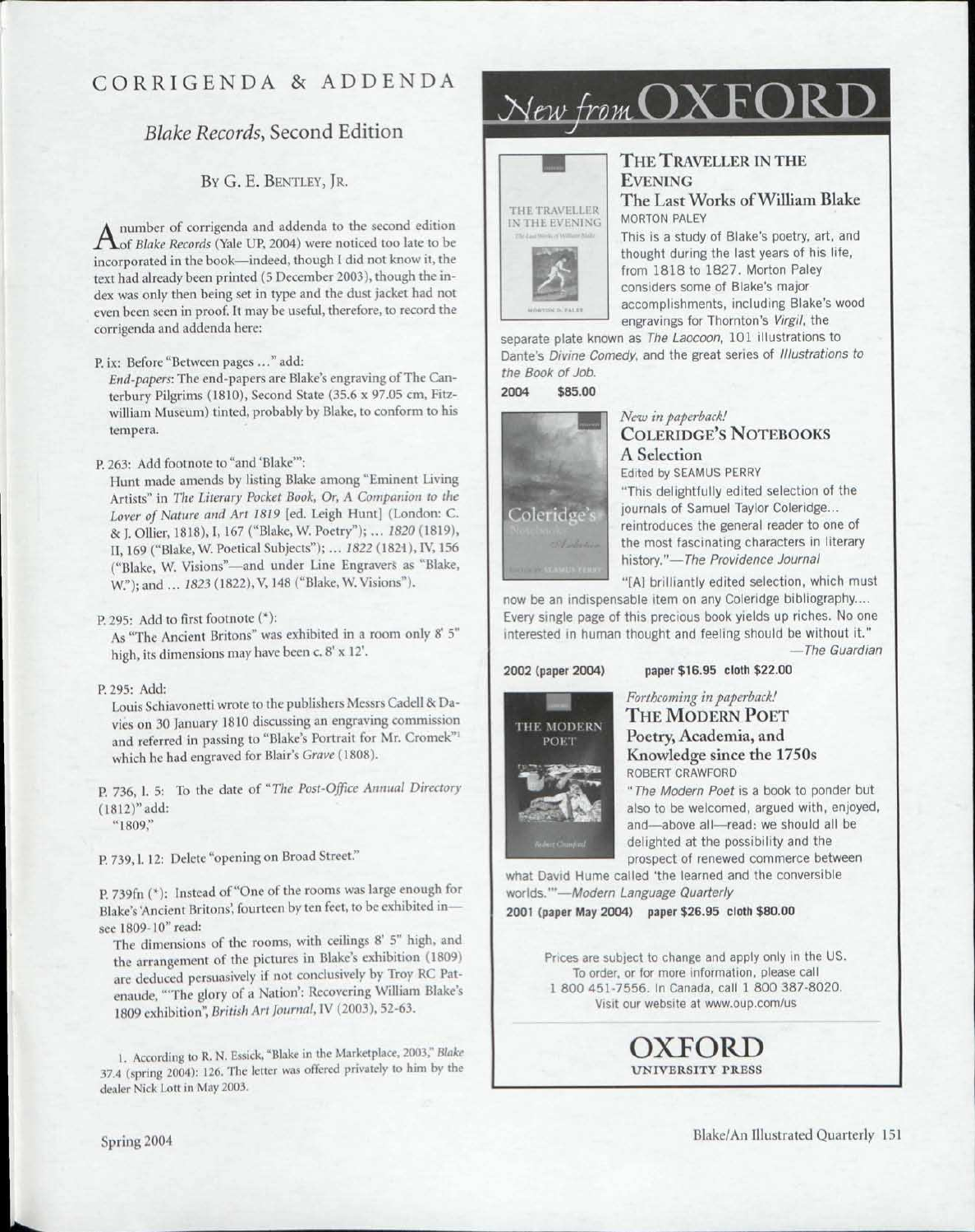# CORRIGENDA & ADDENDA

## *Blake Records*, Second Edition

By G. E. Bentley, Jr.

A number of corrigenda and addenda to the second edition of *Blake Records* (Yale UP, 2004) were noticed too late to be incorporated in the book—indeed, though I did not know it, the text had already been printed (5 December 2003), though the index was only then being set in type and the dust jacket had not even been seen in proof. It may be useful, therefore, to record the corrigenda and addenda here:

P. ix: Before "Between pages ..." add:

*End-papers*: The end-papers are Blake's engraving of The Canterbury Pilgrims (1810), Second State (35.6 x 97.05 cm, Fitzwilliam Museum) tinted, probably by Blake, to conform to his tempera.

P. 263: Add footnote to "and 'Blake'":

Hunt made amends by listing Blake among "Eminent Living Artists" in *The Literary Pocket Book, Or, A Companion to the Lover of Nature and Art 1819* [ed. Leigh Hunt] (London: C. & J. Ollier, 1818), I, 167 ("Blake, W. Poetry"); ... *1820* (1819), II, 169 ("Blake, W. Poetical Subjects"); ... *1822* (1821), IV, 156 ("Blake, W. Visions"—and under Line Engravers as "Blake, W."); and ... *1823* (1822), V, 148 ("Blake, W. Visions").

P. 295: Add to first footnote (*):

As "The Ancient Britons" was exhibited in a room only 8' 5" high, its dimensions may have been c. 8' x 12'.

P. 295: Add:

Louis Schiavonetti wrote to the publishers Messrs Cadell & Davies on 30 January 1810 discussing an engraving commission and referred in passing to "Blake's Portrait for Mr. Cromek"[1] which he had engraved for Blair's *Grave* (1808).

P. 736, l. 5: To the date of "*The Post-Office Annual Directory* (1812)" add:

"1809,"

P. 739, l. 12: Delete "opening on Broad Street."

P. 739fn (*): Instead of "One of the rooms was large enough for Blake's 'Ancient Britons', fourteen by ten feet, to be exhibited in—see 1809-10" read:

The dimensions of the rooms, with ceilings 8' 5" high, and the arrangement of the pictures in Blake's exhibition (1809) are deduced persuasively if not conclusively by Troy RC Patenaude, "'The glory of a Nation': Recovering William Blake's 1809 exhibition", *British Art Journal*, IV (2003), 52-63.

1. According to R. N. Essick, "Blake in the Marketplace, 2003," *Blake* 37.4 (spring 2004): 126. The letter was offered privately to him by the dealer Nick Lott in May 2003.

# *New from* OXFORD

### THE TRAVELLER IN THE EVENING
**The Last Works of William Blake**
MORTON PALEY

This is a study of Blake's poetry, art, and thought during the last years of his life, from 1818 to 1827. Morton Paley considers some of Blake's major accomplishments, including Blake's wood engravings for Thornton's *Virgil*, the separate plate known as *The Laocoon*, 101 illustrations to Dante's *Divine Comedy*, and the great series of *Illustrations to the Book of Job*.

**2004 $85.00**

*New in paperback!*

### COLERIDGE'S NOTEBOOKS
**A Selection**
Edited by SEAMUS PERRY

"This delightfully edited selection of the journals of Samuel Taylor Coleridge... reintroduces the general reader to one of the most fascinating characters in literary history."—*The Providence Journal*

"[A] brilliantly edited selection, which must now be an indispensable item on any Coleridge bibliography.... Every single page of this precious book yields up riches. No one interested in human thought and feeling should be without it."
—*The Guardian*

**2002 (paper 2004) paper $16.95 cloth $22.00**

*Forthcoming in paperback!*

### THE MODERN POET
**Poetry, Academia, and Knowledge since the 1750s**
ROBERT CRAWFORD

"*The Modern Poet* is a book to ponder but also to be welcomed, argued with, enjoyed, and—above all—read: we should all be delighted at the possibility and the prospect of renewed commerce between what David Hume called 'the learned and the conversible worlds.'"—*Modern Language Quarterly*

**2001 (paper May 2004) paper $26.95 cloth $80.00**

Prices are subject to change and apply only in the US.
To order, or for more information, please call
1 800 451-7556. In Canada, call 1 800 387-8020.
Visit our website at www.oup.com/us

**OXFORD**
UNIVERSITY PRESS